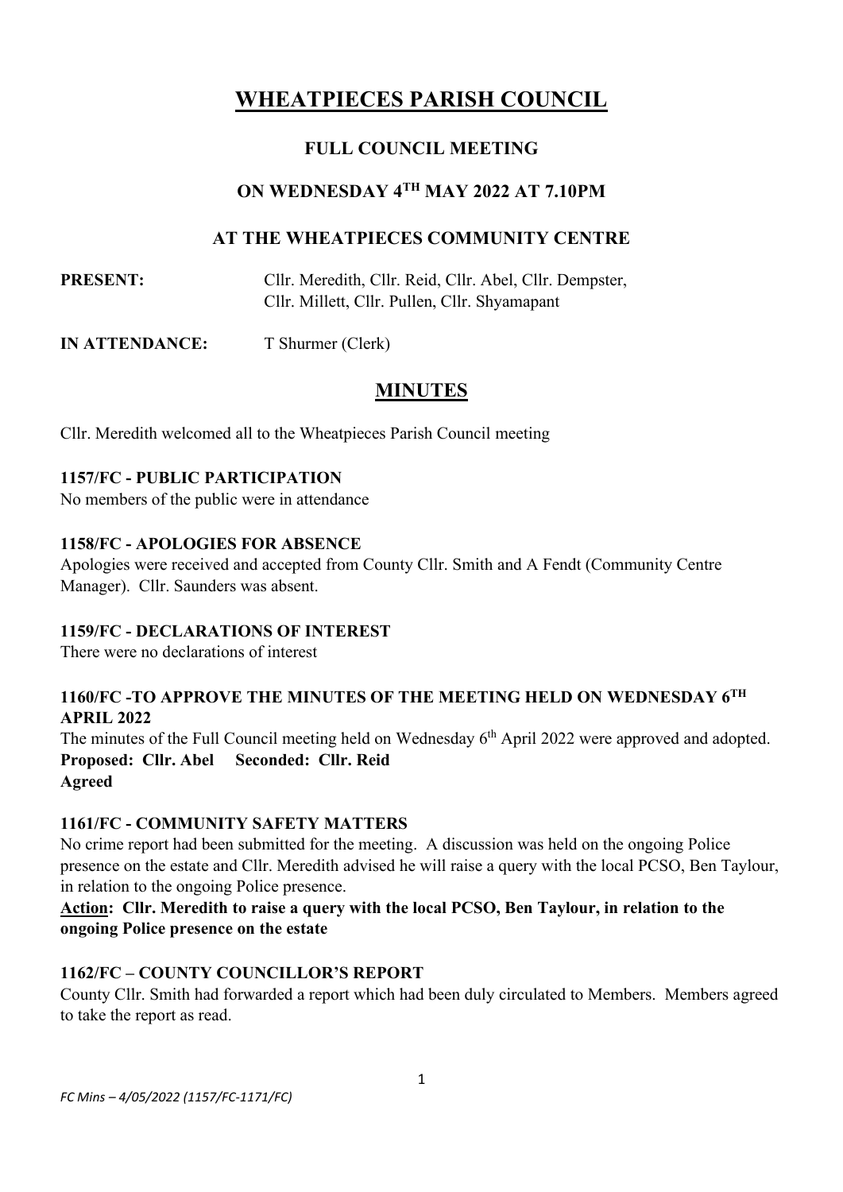# WHEATPIECES PARISH COUNCIL

## FULL COUNCIL MEETING

## ON WEDNESDAY 4TH MAY 2022 AT 7.10PM

## AT THE WHEATPIECES COMMUNITY CENTRE

**PRESENT:** Cllr. Meredith, Cllr. Reid, Cllr. Abel, Cllr. Dempster, Cllr. Millett, Cllr. Pullen, Cllr. Shyamapant

**IN ATTENDANCE:** T Shurmer (Clerk)

## MINUTES

Cllr. Meredith welcomed all to the Wheatpieces Parish Council meeting

### 1157/FC - PUBLIC PARTICIPATION

No members of the public were in attendance

### 1158/FC - APOLOGIES FOR ABSENCE

Apologies were received and accepted from County Cllr. Smith and A Fendt (Community Centre Manager). Cllr. Saunders was absent.

### 1159/FC - DECLARATIONS OF INTEREST

There were no declarations of interest

### 1160/FC -TO APPROVE THE MINUTES OF THE MEETING HELD ON WEDNESDAY 6TH APRIL 2022

The minutes of the Full Council meeting held on Wednesday 6th April 2022 were approved and adopted.

**Proposed: Cllr. Abel Seconded: Cllr. Reid**
**Agreed**

### 1161/FC - COMMUNITY SAFETY MATTERS

No crime report had been submitted for the meeting. A discussion was held on the ongoing Police presence on the estate and Cllr. Meredith advised he will raise a query with the local PCSO, Ben Taylour, in relation to the ongoing Police presence.

**Action: Cllr. Meredith to raise a query with the local PCSO, Ben Taylour, in relation to the ongoing Police presence on the estate**

### 1162/FC – COUNTY COUNCILLOR'S REPORT

County Cllr. Smith had forwarded a report which had been duly circulated to Members. Members agreed to take the report as read.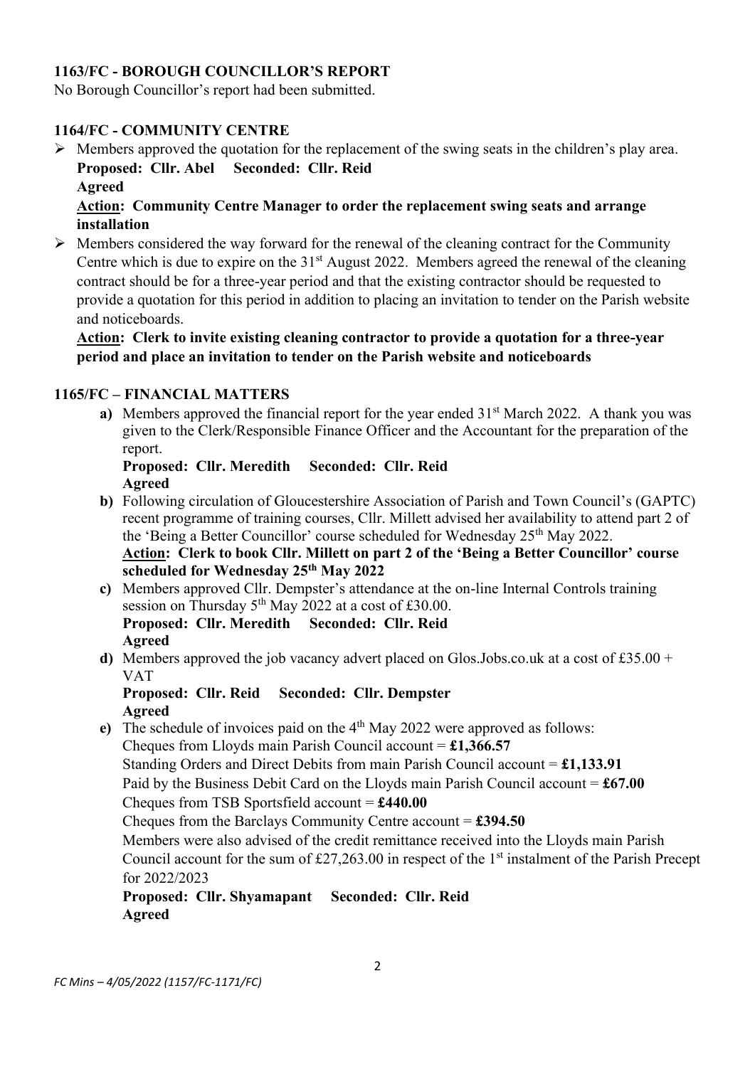## 1163/FC - BOROUGH COUNCILLOR'S REPORT

No Borough Councillor's report had been submitted.

## 1164/FC - COMMUNITY CENTRE

- Members approved the quotation for the replacement of the swing seats in the children's play area.
  **Proposed: Cllr. Abel  Seconded: Cllr. Reid**
  **Agreed**
  **Action: Community Centre Manager to order the replacement swing seats and arrange installation**
- Members considered the way forward for the renewal of the cleaning contract for the Community Centre which is due to expire on the 31st August 2022. Members agreed the renewal of the cleaning contract should be for a three-year period and that the existing contractor should be requested to provide a quotation for this period in addition to placing an invitation to tender on the Parish website and noticeboards.
  **Action: Clerk to invite existing cleaning contractor to provide a quotation for a three-year period and place an invitation to tender on the Parish website and noticeboards**

## 1165/FC – FINANCIAL MATTERS

**a)** Members approved the financial report for the year ended 31st March 2022. A thank you was given to the Clerk/Responsible Finance Officer and the Accountant for the preparation of the report.
**Proposed: Cllr. Meredith  Seconded: Cllr. Reid**
**Agreed**

**b)** Following circulation of Gloucestershire Association of Parish and Town Council's (GAPTC) recent programme of training courses, Cllr. Millett advised her availability to attend part 2 of the 'Being a Better Councillor' course scheduled for Wednesday 25th May 2022.
**Action: Clerk to book Cllr. Millett on part 2 of the 'Being a Better Councillor' course scheduled for Wednesday 25th May 2022**

**c)** Members approved Cllr. Dempster's attendance at the on-line Internal Controls training session on Thursday 5th May 2022 at a cost of £30.00.
**Proposed: Cllr. Meredith  Seconded: Cllr. Reid**
**Agreed**

**d)** Members approved the job vacancy advert placed on Glos.Jobs.co.uk at a cost of £35.00 + VAT
**Proposed: Cllr. Reid  Seconded: Cllr. Dempster**
**Agreed**

**e)** The schedule of invoices paid on the 4th May 2022 were approved as follows:
Cheques from Lloyds main Parish Council account = **£1,366.57**
Standing Orders and Direct Debits from main Parish Council account = **£1,133.91**
Paid by the Business Debit Card on the Lloyds main Parish Council account = **£67.00**
Cheques from TSB Sportsfield account = **£440.00**
Cheques from the Barclays Community Centre account = **£394.50**
Members were also advised of the credit remittance received into the Lloyds main Parish Council account for the sum of £27,263.00 in respect of the 1st instalment of the Parish Precept for 2022/2023
**Proposed: Cllr. Shyamapant  Seconded: Cllr. Reid**
**Agreed**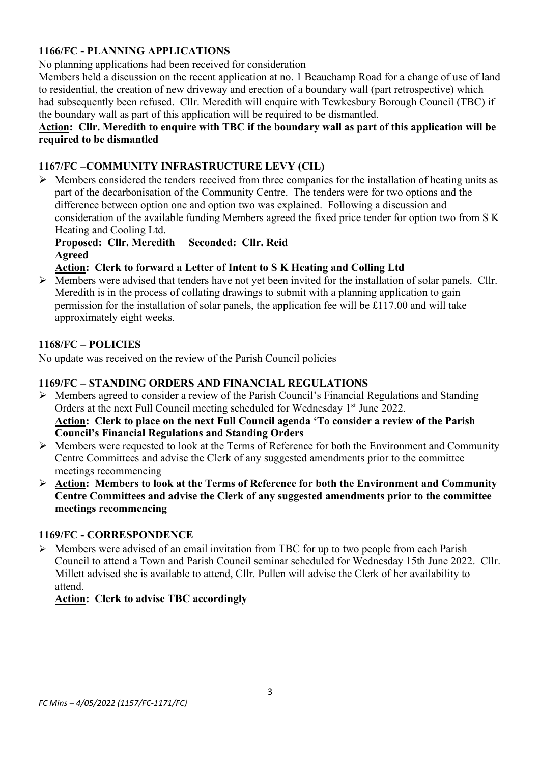**1166/FC - PLANNING APPLICATIONS**

No planning applications had been received for consideration

Members held a discussion on the recent application at no. 1 Beauchamp Road for a change of use of land to residential, the creation of new driveway and erection of a boundary wall (part retrospective) which had subsequently been refused. Cllr. Meredith will enquire with Tewkesbury Borough Council (TBC) if the boundary wall as part of this application will be required to be dismantled.

**Action: Cllr. Meredith to enquire with TBC if the boundary wall as part of this application will be required to be dismantled**

**1167/FC –COMMUNITY INFRASTRUCTURE LEVY (CIL)**

- Members considered the tenders received from three companies for the installation of heating units as part of the decarbonisation of the Community Centre. The tenders were for two options and the difference between option one and option two was explained. Following a discussion and consideration of the available funding Members agreed the fixed price tender for option two from S K Heating and Cooling Ltd.

  **Proposed: Cllr. Meredith Seconded: Cllr. Reid**
  **Agreed**

  **Action: Clerk to forward a Letter of Intent to S K Heating and Colling Ltd**

- Members were advised that tenders have not yet been invited for the installation of solar panels. Cllr. Meredith is in the process of collating drawings to submit with a planning application to gain permission for the installation of solar panels, the application fee will be £117.00 and will take approximately eight weeks.

**1168/FC – POLICIES**

No update was received on the review of the Parish Council policies

**1169/FC – STANDING ORDERS AND FINANCIAL REGULATIONS**

- Members agreed to consider a review of the Parish Council's Financial Regulations and Standing Orders at the next Full Council meeting scheduled for Wednesday 1st June 2022.
  **Action: Clerk to place on the next Full Council agenda 'To consider a review of the Parish Council's Financial Regulations and Standing Orders**
- Members were requested to look at the Terms of Reference for both the Environment and Community Centre Committees and advise the Clerk of any suggested amendments prior to the committee meetings recommencing
- **Action: Members to look at the Terms of Reference for both the Environment and Community Centre Committees and advise the Clerk of any suggested amendments prior to the committee meetings recommencing**

**1169/FC - CORRESPONDENCE**

- Members were advised of an email invitation from TBC for up to two people from each Parish Council to attend a Town and Parish Council seminar scheduled for Wednesday 15th June 2022. Cllr. Millett advised she is available to attend, Cllr. Pullen will advise the Clerk of her availability to attend.

  **Action: Clerk to advise TBC accordingly**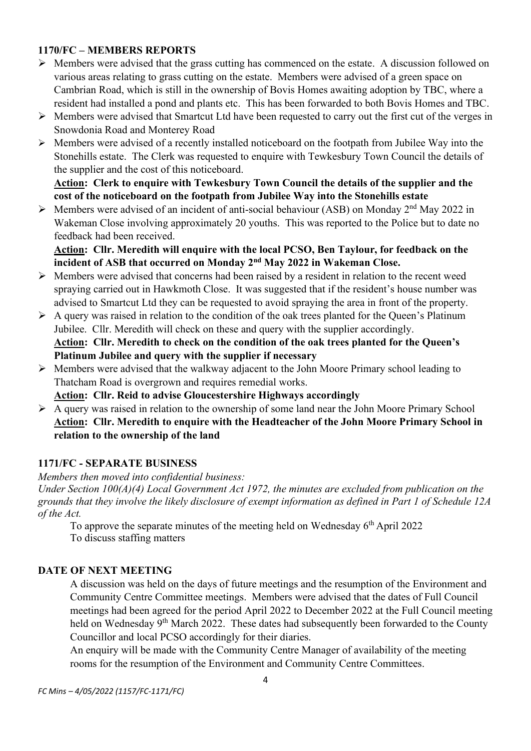### 1170/FC – MEMBERS REPORTS

- Members were advised that the grass cutting has commenced on the estate. A discussion followed on various areas relating to grass cutting on the estate. Members were advised of a green space on Cambrian Road, which is still in the ownership of Bovis Homes awaiting adoption by TBC, where a resident had installed a pond and plants etc. This has been forwarded to both Bovis Homes and TBC.
- Members were advised that Smartcut Ltd have been requested to carry out the first cut of the verges in Snowdonia Road and Monterey Road
- Members were advised of a recently installed noticeboard on the footpath from Jubilee Way into the Stonehills estate. The Clerk was requested to enquire with Tewkesbury Town Council the details of the supplier and the cost of this noticeboard.

  **Action: Clerk to enquire with Tewkesbury Town Council the details of the supplier and the cost of the noticeboard on the footpath from Jubilee Way into the Stonehills estate**
- Members were advised of an incident of anti-social behaviour (ASB) on Monday 2nd May 2022 in Wakeman Close involving approximately 20 youths. This was reported to the Police but to date no feedback had been received.

  **Action: Cllr. Meredith will enquire with the local PCSO, Ben Taylour, for feedback on the incident of ASB that occurred on Monday 2nd May 2022 in Wakeman Close.**
- Members were advised that concerns had been raised by a resident in relation to the recent weed spraying carried out in Hawkmoth Close. It was suggested that if the resident's house number was advised to Smartcut Ltd they can be requested to avoid spraying the area in front of the property.
- A query was raised in relation to the condition of the oak trees planted for the Queen's Platinum Jubilee. Cllr. Meredith will check on these and query with the supplier accordingly.

  **Action: Cllr. Meredith to check on the condition of the oak trees planted for the Queen's Platinum Jubilee and query with the supplier if necessary**
- Members were advised that the walkway adjacent to the John Moore Primary school leading to Thatcham Road is overgrown and requires remedial works.

  **Action: Cllr. Reid to advise Gloucestershire Highways accordingly**
- A query was raised in relation to the ownership of some land near the John Moore Primary School

  **Action: Cllr. Meredith to enquire with the Headteacher of the John Moore Primary School in relation to the ownership of the land**

### 1171/FC - SEPARATE BUSINESS

*Members then moved into confidential business:*

*Under Section 100(A)(4) Local Government Act 1972, the minutes are excluded from publication on the grounds that they involve the likely disclosure of exempt information as defined in Part 1 of Schedule 12A of the Act.*

To approve the separate minutes of the meeting held on Wednesday 6th April 2022
To discuss staffing matters

### DATE OF NEXT MEETING

A discussion was held on the days of future meetings and the resumption of the Environment and Community Centre Committee meetings. Members were advised that the dates of Full Council meetings had been agreed for the period April 2022 to December 2022 at the Full Council meeting held on Wednesday 9th March 2022. These dates had subsequently been forwarded to the County Councillor and local PCSO accordingly for their diaries.

An enquiry will be made with the Community Centre Manager of availability of the meeting rooms for the resumption of the Environment and Community Centre Committees.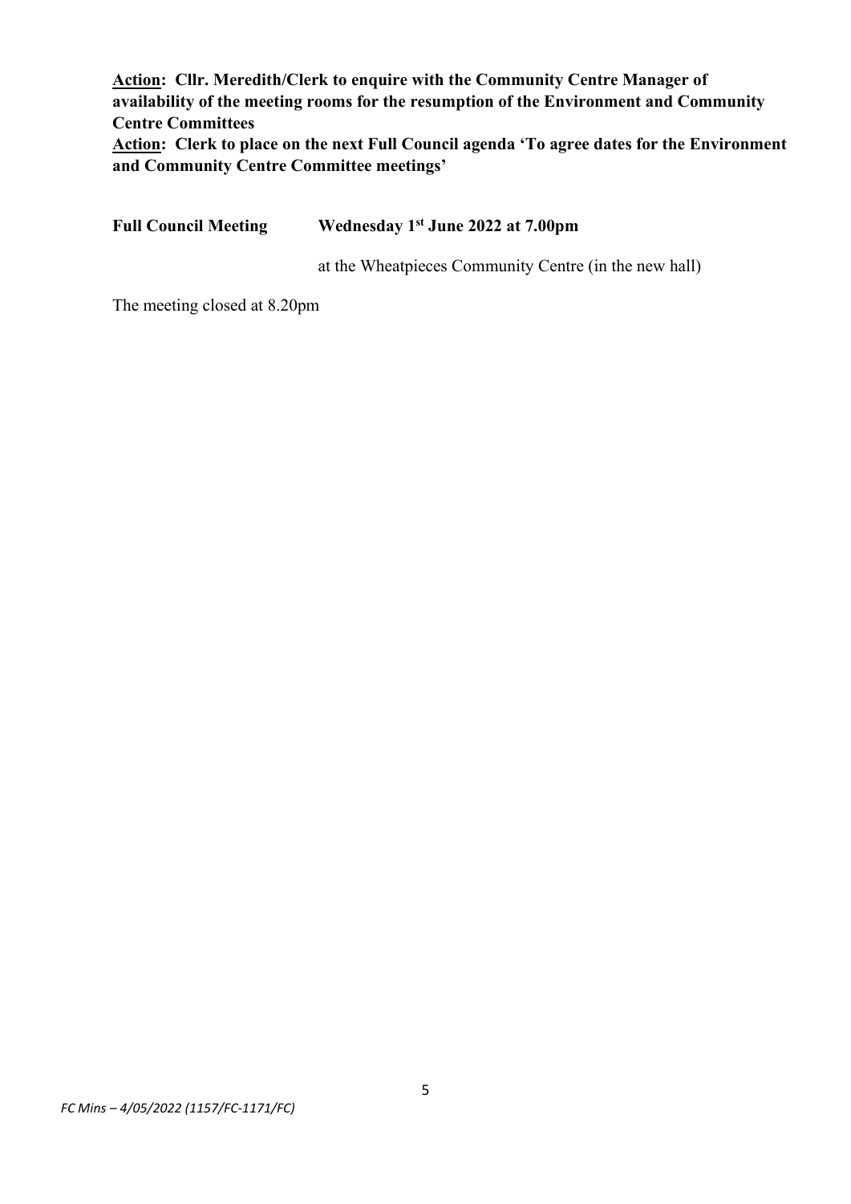**Action: Cllr. Meredith/Clerk to enquire with the Community Centre Manager of availability of the meeting rooms for the resumption of the Environment and Community Centre Committees**
**Action: Clerk to place on the next Full Council agenda 'To agree dates for the Environment and Community Centre Committee meetings'**

**Full Council Meeting** **Wednesday 1st June 2022 at 7.00pm**

at the Wheatpieces Community Centre (in the new hall)

The meeting closed at 8.20pm